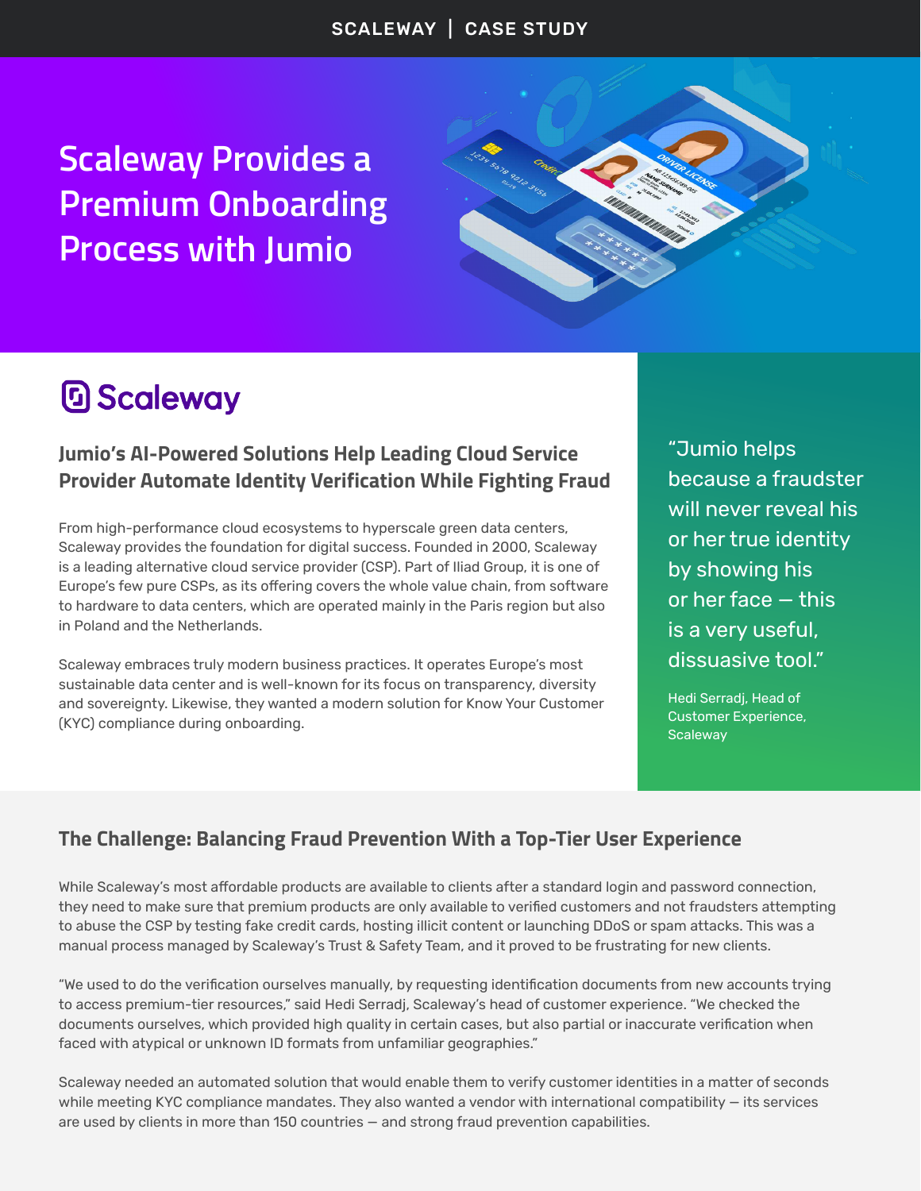# Scaleway Provides a Premium Onboarding Process with Jumio

Scaleway

## Jumio's AI-Powered Solutions Help Leading Cloud Service Provider Automate Identity Verification While Fighting Fraud

From high-performance cloud ecosystems to hyperscale green data centers, Scaleway provides the foundation for digital success. Founded in 2000, Scaleway is a leading alternative cloud service provider (CSP). Part of Iliad Group, it is one of Europe's few pure CSPs, as its offering covers the whole value chain, from software to hardware to data centers, which are operated mainly in the Paris region but also in Poland and the Netherlands.

Scaleway embraces truly modern business practices. It operates Europe's most sustainable data center and is well-known for its focus on transparency, diversity and sovereignty. Likewise, they wanted a modern solution for Know Your Customer (KYC) compliance during onboarding.

> "Jumio helps because a fraudster will never reveal his or her true identity by showing his or her face — this is a very useful, dissuasive tool."
>
> Hedi Serradj, Head of Customer Experience, Scaleway

## The Challenge: Balancing Fraud Prevention With a Top-Tier User Experience

While Scaleway's most affordable products are available to clients after a standard login and password connection, they need to make sure that premium products are only available to verified customers and not fraudsters attempting to abuse the CSP by testing fake credit cards, hosting illicit content or launching DDoS or spam attacks. This was a manual process managed by Scaleway's Trust & Safety Team, and it proved to be frustrating for new clients.

"We used to do the verification ourselves manually, by requesting identification documents from new accounts trying to access premium-tier resources," said Hedi Serradj, Scaleway's head of customer experience. "We checked the documents ourselves, which provided high quality in certain cases, but also partial or inaccurate verification when faced with atypical or unknown ID formats from unfamiliar geographies."

Scaleway needed an automated solution that would enable them to verify customer identities in a matter of seconds while meeting KYC compliance mandates. They also wanted a vendor with international compatibility — its services are used by clients in more than 150 countries — and strong fraud prevention capabilities.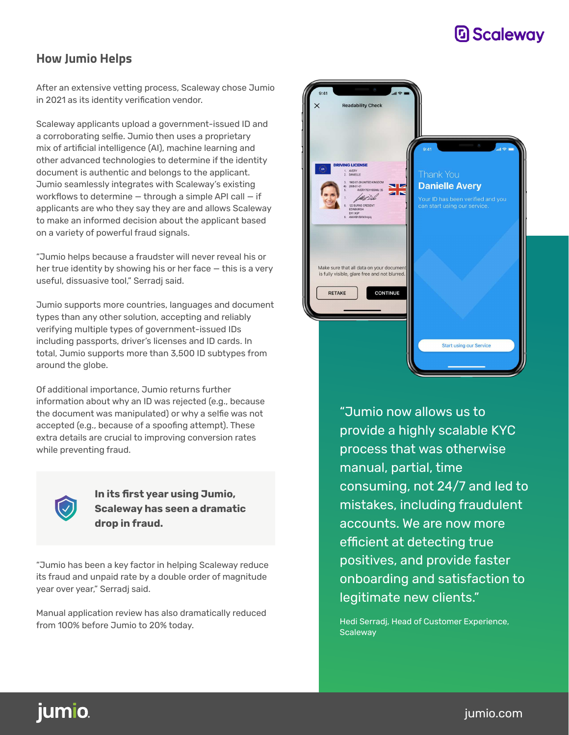## How Jumio Helps

After an extensive vetting process, Scaleway chose Jumio in 2021 as its identity verification vendor.

Scaleway applicants upload a government-issued ID and a corroborating selfie. Jumio then uses a proprietary mix of artificial intelligence (AI), machine learning and other advanced technologies to determine if the identity document is authentic and belongs to the applicant. Jumio seamlessly integrates with Scaleway's existing workflows to determine — through a simple API call — if applicants are who they say they are and allows Scaleway to make an informed decision about the applicant based on a variety of powerful fraud signals.

"Jumio helps because a fraudster will never reveal his or her true identity by showing his or her face — this is a very useful, dissuasive tool," Serradj said.

Jumio supports more countries, languages and document types than any other solution, accepting and reliably verifying multiple types of government-issued IDs including passports, driver's licenses and ID cards. In total, Jumio supports more than 3,500 ID subtypes from around the globe.

Of additional importance, Jumio returns further information about why an ID was rejected (e.g., because the document was manipulated) or why a selfie was not accepted (e.g., because of a spoofing attempt). These extra details are crucial to improving conversion rates while preventing fraud.

**In its first year using Jumio, Scaleway has seen a dramatic drop in fraud.**

"Jumio has been a key factor in helping Scaleway reduce its fraud and unpaid rate by a double order of magnitude year over year," Serradj said.

Manual application review has also dramatically reduced from 100% before Jumio to 20% today.

"Jumio now allows us to provide a highly scalable KYC process that was otherwise manual, partial, time consuming, not 24/7 and led to mistakes, including fraudulent accounts. We are now more efficient at detecting true positives, and provide faster onboarding and satisfaction to legitimate new clients."

Hedi Serradj, Head of Customer Experience, Scaleway